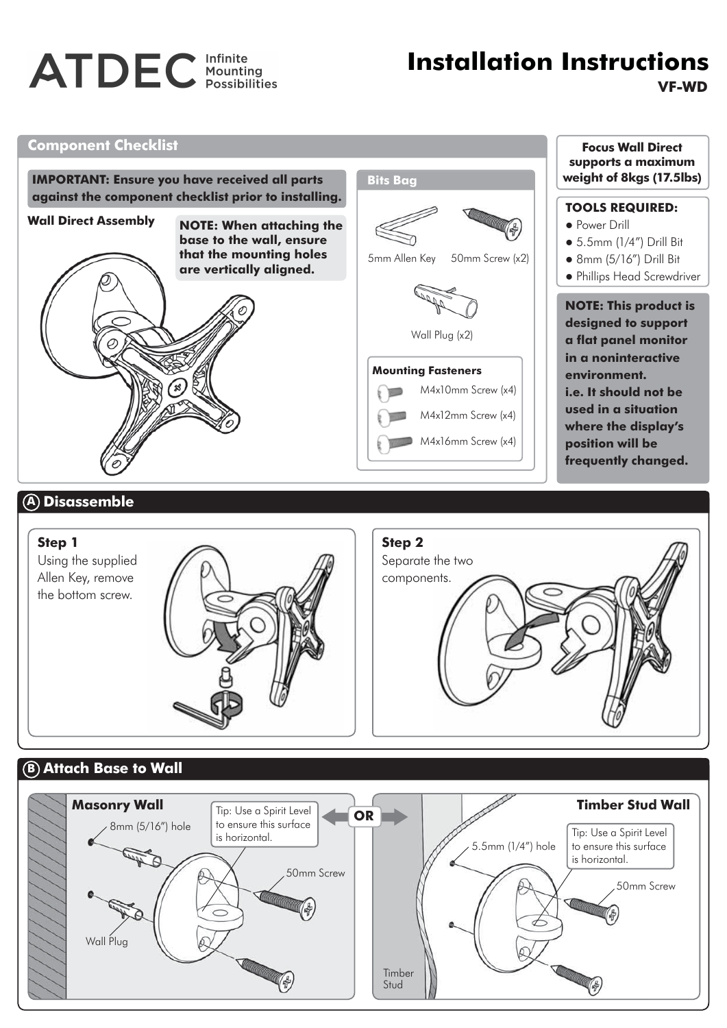# ATDEC Infinite Mounting Possibilities

# Installation Instructions

**VF-WD**

## Component Checklist

**IMPORTANT: Ensure you have received all parts against the component checklist prior to installing.**

**Wall Direct Assembly**

**NOTE: When attaching the base to the wall, ensure that the mounting holes are vertically aligned.**

### Bits Bag

- 5mm Allen Key
- 50mm Screw (x2)
- Wall Plug (x2)

**Mounting Fasteners**

- M4x10mm Screw (x4)
- M4x12mm Screw (x4)
- M4x16mm Screw (x4)

**Focus Wall Direct supports a maximum weight of 8kgs (17.5lbs)**

**TOOLS REQUIRED:**

- Power Drill
- 5.5mm (1/4") Drill Bit
- 8mm (5/16") Drill Bit
- Phillips Head Screwdriver

**NOTE: This product is designed to support a flat panel monitor in a noninteractive environment. i.e. It should not be used in a situation where the display's position will be frequently changed.**

## A Disassemble

**Step 1**

Using the supplied Allen Key, remove the bottom screw.

**Step 2**

Separate the two components.

## B Attach Base to Wall

**Masonry Wall**

8mm (5/16") hole

Tip: Use a Spirit Level to ensure this surface is horizontal.

50mm Screw

Wall Plug

**OR**

**Timber Stud Wall**

5.5mm (1/4") hole

Tip: Use a Spirit Level to ensure this surface is horizontal.

50mm Screw

Timber Stud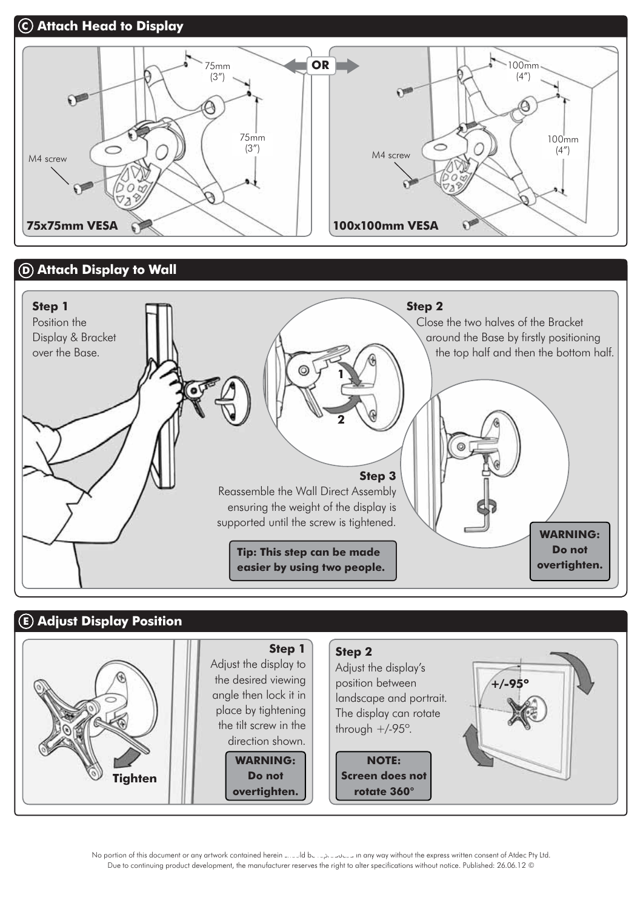## C Attach Head to Display

75mm (3")

75mm (3")

M4 screw

**75x75mm VESA**

**OR**

100mm (4")

100mm (4")

M4 screw

**100x100mm VESA**

## D Attach Display to Wall

**Step 1**
Position the Display & Bracket over the Base.

**Step 2**
Close the two halves of the Bracket around the Base by firstly positioning the top half and then the bottom half.

1

2

**Step 3**
Reassemble the Wall Direct Assembly ensuring the weight of the display is supported until the screw is tightened.

**Tip: This step can be made easier by using two people.**

**WARNING: Do not overtighten.**

## E Adjust Display Position

**Tighten**

**Step 1**
Adjust the display to the desired viewing angle then lock it in place by tightening the tilt screw in the direction shown.

**WARNING: Do not overtighten.**

**Step 2**
Adjust the display's position between landscape and portrait. The display can rotate through +/-95°.

**NOTE: Screen does not rotate 360°**

**+/-95°**

No portion of this document or any artwork contained herein should be reproduced in any way without the express written consent of Atdec Pty Ltd.
Due to continuing product development, the manufacturer reserves the right to alter specifications without notice. Published: 26.06.12 ©